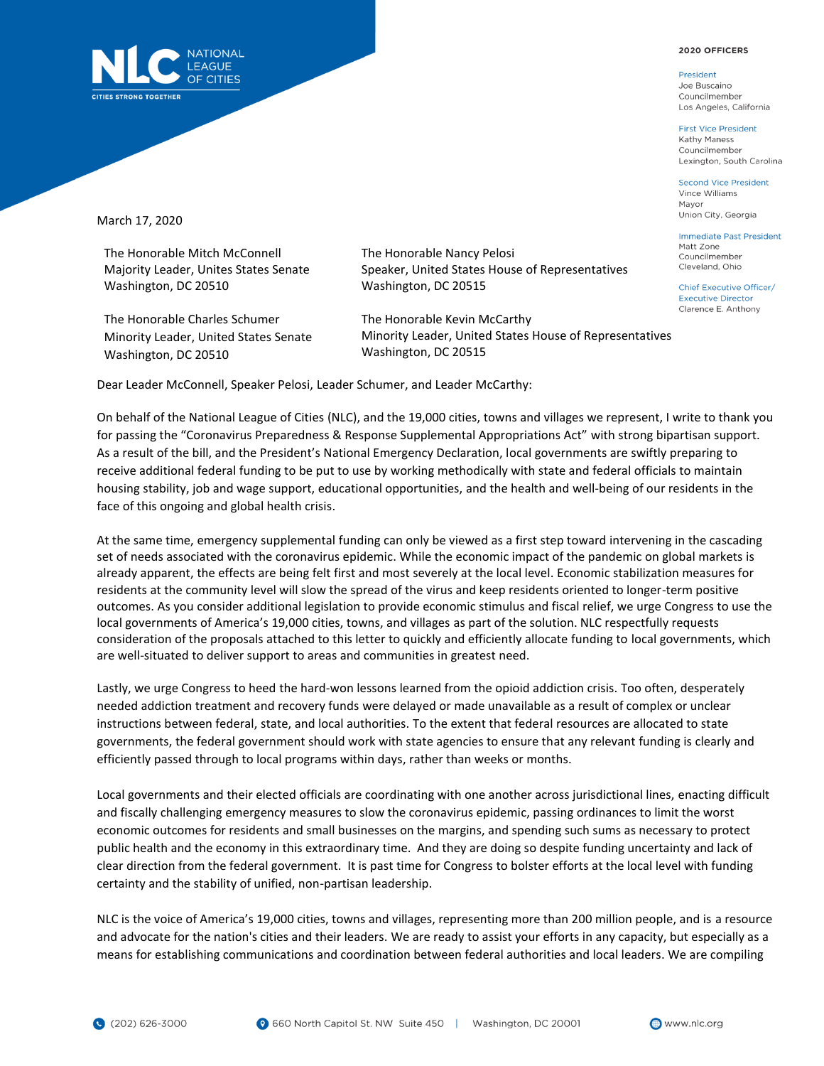NATIONAL LEAGUE OF CITIES
CITIES STRONG TOGETHER

**2020 OFFICERS**

President
Joe Buscaino
Councilmember
Los Angeles, California

First Vice President
Kathy Maness
Councilmember
Lexington, South Carolina

Second Vice President
Vince Williams
Mayor
Union City, Georgia

Immediate Past President
Matt Zone
Councilmember
Cleveland, Ohio

Chief Executive Officer/
Executive Director
Clarence E. Anthony

March 17, 2020

The Honorable Mitch McConnell
Majority Leader, Unites States Senate
Washington, DC 20510

The Honorable Nancy Pelosi
Speaker, United States House of Representatives
Washington, DC 20515

The Honorable Charles Schumer
Minority Leader, United States Senate
Washington, DC 20510

The Honorable Kevin McCarthy
Minority Leader, United States House of Representatives
Washington, DC 20515

Dear Leader McConnell, Speaker Pelosi, Leader Schumer, and Leader McCarthy:

On behalf of the National League of Cities (NLC), and the 19,000 cities, towns and villages we represent, I write to thank you for passing the "Coronavirus Preparedness & Response Supplemental Appropriations Act" with strong bipartisan support. As a result of the bill, and the President's National Emergency Declaration, local governments are swiftly preparing to receive additional federal funding to be put to use by working methodically with state and federal officials to maintain housing stability, job and wage support, educational opportunities, and the health and well-being of our residents in the face of this ongoing and global health crisis.

At the same time, emergency supplemental funding can only be viewed as a first step toward intervening in the cascading set of needs associated with the coronavirus epidemic. While the economic impact of the pandemic on global markets is already apparent, the effects are being felt first and most severely at the local level. Economic stabilization measures for residents at the community level will slow the spread of the virus and keep residents oriented to longer-term positive outcomes. As you consider additional legislation to provide economic stimulus and fiscal relief, we urge Congress to use the local governments of America's 19,000 cities, towns, and villages as part of the solution. NLC respectfully requests consideration of the proposals attached to this letter to quickly and efficiently allocate funding to local governments, which are well-situated to deliver support to areas and communities in greatest need.

Lastly, we urge Congress to heed the hard-won lessons learned from the opioid addiction crisis. Too often, desperately needed addiction treatment and recovery funds were delayed or made unavailable as a result of complex or unclear instructions between federal, state, and local authorities. To the extent that federal resources are allocated to state governments, the federal government should work with state agencies to ensure that any relevant funding is clearly and efficiently passed through to local programs within days, rather than weeks or months.

Local governments and their elected officials are coordinating with one another across jurisdictional lines, enacting difficult and fiscally challenging emergency measures to slow the coronavirus epidemic, passing ordinances to limit the worst economic outcomes for residents and small businesses on the margins, and spending such sums as necessary to protect public health and the economy in this extraordinary time. And they are doing so despite funding uncertainty and lack of clear direction from the federal government. It is past time for Congress to bolster efforts at the local level with funding certainty and the stability of unified, non-partisan leadership.

NLC is the voice of America's 19,000 cities, towns and villages, representing more than 200 million people, and is a resource and advocate for the nation's cities and their leaders. We are ready to assist your efforts in any capacity, but especially as a means for establishing communications and coordination between federal authorities and local leaders. We are compiling

(202) 626-3000 | 660 North Capitol St. NW Suite 450 | Washington, DC 20001 | www.nlc.org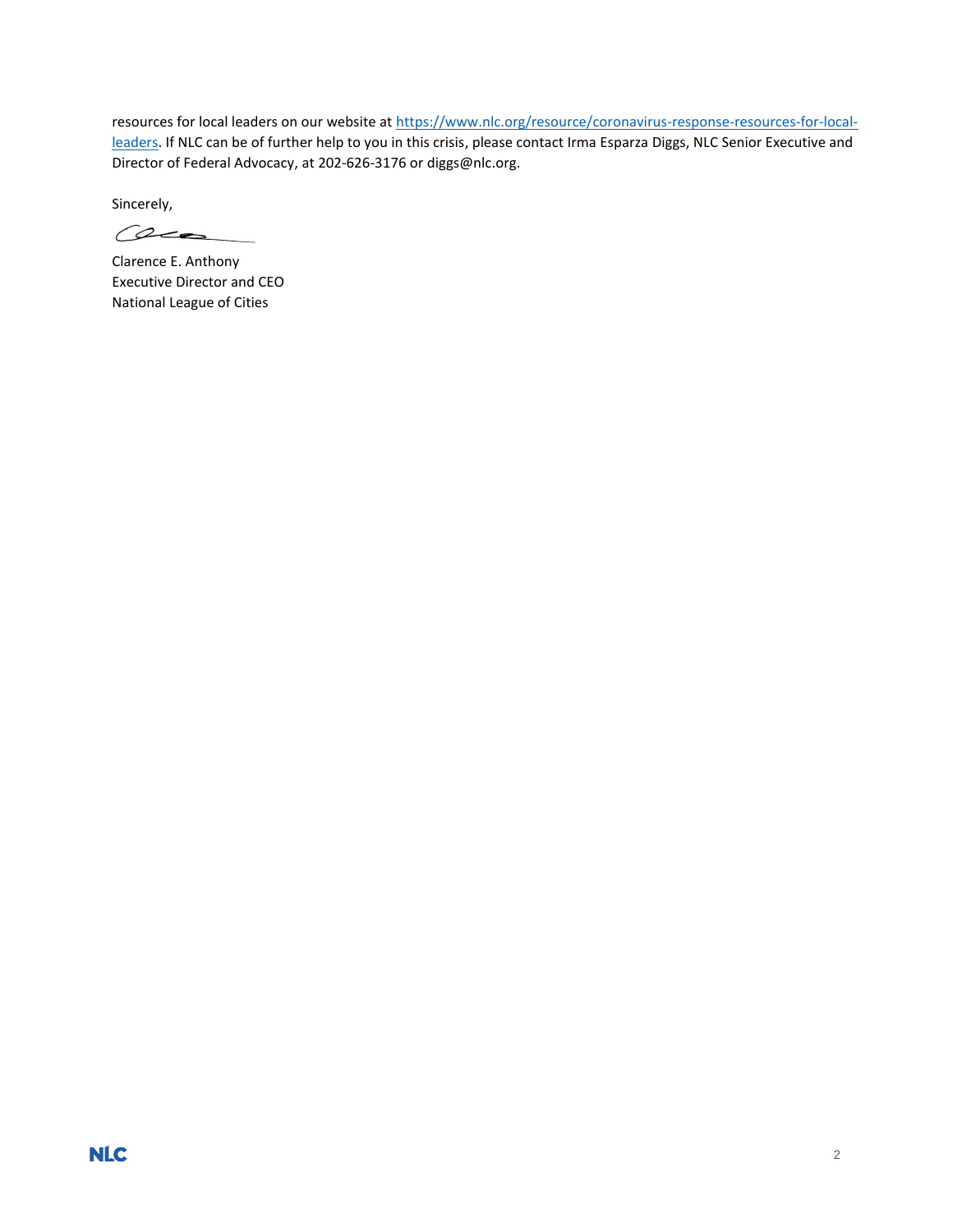resources for local leaders on our website at [https://www.nlc.org/resource/coronavirus-response-resources-for-local-leaders](https://www.nlc.org/resource/coronavirus-response-resources-for-local-leaders). If NLC can be of further help to you in this crisis, please contact Irma Esparza Diggs, NLC Senior Executive and Director of Federal Advocacy, at 202-626-3176 or diggs@nlc.org.

Sincerely,

Clarence E. Anthony
Executive Director and CEO
National League of Cities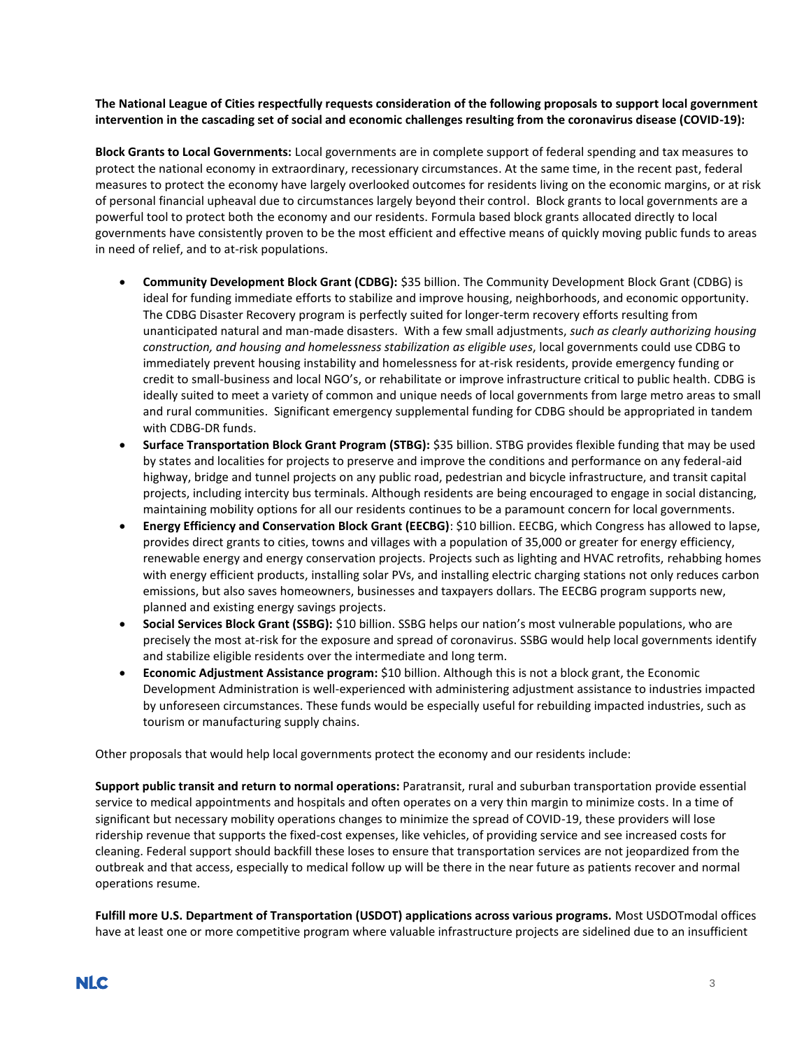**The National League of Cities respectfully requests consideration of the following proposals to support local government intervention in the cascading set of social and economic challenges resulting from the coronavirus disease (COVID-19):**

**Block Grants to Local Governments:** Local governments are in complete support of federal spending and tax measures to protect the national economy in extraordinary, recessionary circumstances. At the same time, in the recent past, federal measures to protect the economy have largely overlooked outcomes for residents living on the economic margins, or at risk of personal financial upheaval due to circumstances largely beyond their control. Block grants to local governments are a powerful tool to protect both the economy and our residents. Formula based block grants allocated directly to local governments have consistently proven to be the most efficient and effective means of quickly moving public funds to areas in need of relief, and to at-risk populations.

- **Community Development Block Grant (CDBG):** $35 billion. The Community Development Block Grant (CDBG) is ideal for funding immediate efforts to stabilize and improve housing, neighborhoods, and economic opportunity. The CDBG Disaster Recovery program is perfectly suited for longer-term recovery efforts resulting from unanticipated natural and man-made disasters. With a few small adjustments, *such as clearly authorizing housing construction, and housing and homelessness stabilization as eligible uses*, local governments could use CDBG to immediately prevent housing instability and homelessness for at-risk residents, provide emergency funding or credit to small-business and local NGO's, or rehabilitate or improve infrastructure critical to public health. CDBG is ideally suited to meet a variety of common and unique needs of local governments from large metro areas to small and rural communities. Significant emergency supplemental funding for CDBG should be appropriated in tandem with CDBG-DR funds.
- **Surface Transportation Block Grant Program (STBG):** $35 billion. STBG provides flexible funding that may be used by states and localities for projects to preserve and improve the conditions and performance on any federal-aid highway, bridge and tunnel projects on any public road, pedestrian and bicycle infrastructure, and transit capital projects, including intercity bus terminals. Although residents are being encouraged to engage in social distancing, maintaining mobility options for all our residents continues to be a paramount concern for local governments.
- **Energy Efficiency and Conservation Block Grant (EECBG)**: $10 billion. EECBG, which Congress has allowed to lapse, provides direct grants to cities, towns and villages with a population of 35,000 or greater for energy efficiency, renewable energy and energy conservation projects. Projects such as lighting and HVAC retrofits, rehabbing homes with energy efficient products, installing solar PVs, and installing electric charging stations not only reduces carbon emissions, but also saves homeowners, businesses and taxpayers dollars. The EECBG program supports new, planned and existing energy savings projects.
- **Social Services Block Grant (SSBG):** $10 billion. SSBG helps our nation's most vulnerable populations, who are precisely the most at-risk for the exposure and spread of coronavirus. SSBG would help local governments identify and stabilize eligible residents over the intermediate and long term.
- **Economic Adjustment Assistance program:** $10 billion. Although this is not a block grant, the Economic Development Administration is well-experienced with administering adjustment assistance to industries impacted by unforeseen circumstances. These funds would be especially useful for rebuilding impacted industries, such as tourism or manufacturing supply chains.

Other proposals that would help local governments protect the economy and our residents include:

**Support public transit and return to normal operations:** Paratransit, rural and suburban transportation provide essential service to medical appointments and hospitals and often operates on a very thin margin to minimize costs. In a time of significant but necessary mobility operations changes to minimize the spread of COVID-19, these providers will lose ridership revenue that supports the fixed-cost expenses, like vehicles, of providing service and see increased costs for cleaning. Federal support should backfill these loses to ensure that transportation services are not jeopardized from the outbreak and that access, especially to medical follow up will be there in the near future as patients recover and normal operations resume.

**Fulfill more U.S. Department of Transportation (USDOT) applications across various programs.** Most USDOTmodal offices have at least one or more competitive program where valuable infrastructure projects are sidelined due to an insufficient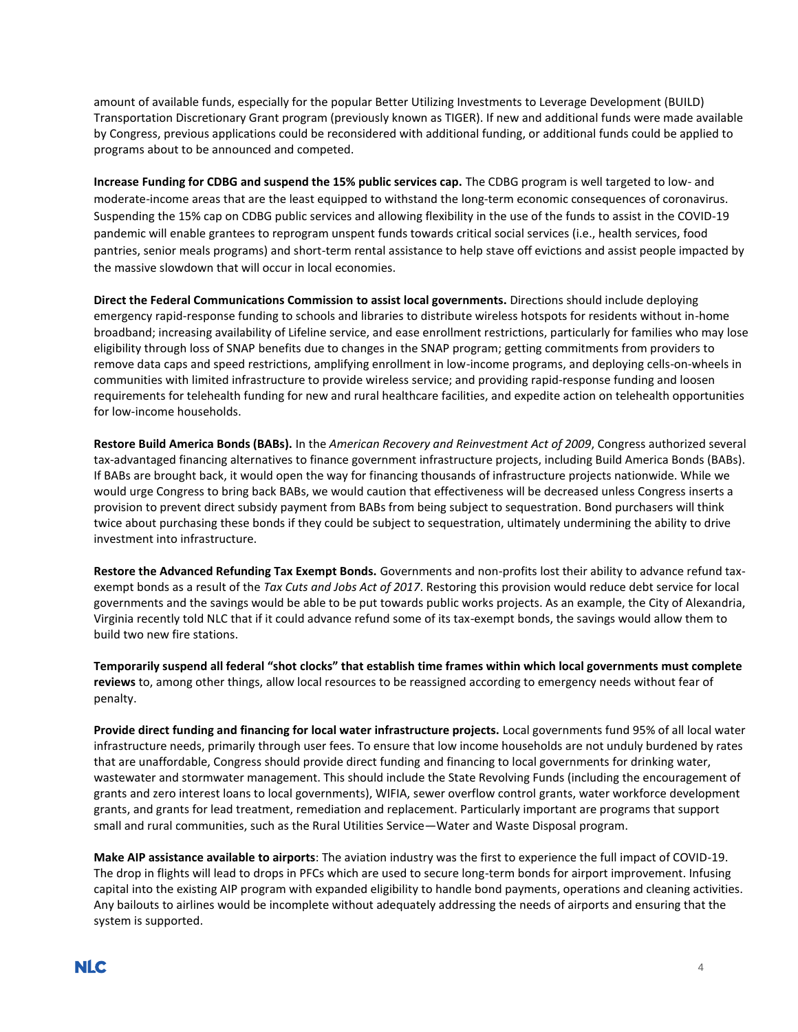amount of available funds, especially for the popular Better Utilizing Investments to Leverage Development (BUILD) Transportation Discretionary Grant program (previously known as TIGER). If new and additional funds were made available by Congress, previous applications could be reconsidered with additional funding, or additional funds could be applied to programs about to be announced and competed.

**Increase Funding for CDBG and suspend the 15% public services cap.** The CDBG program is well targeted to low- and moderate-income areas that are the least equipped to withstand the long-term economic consequences of coronavirus. Suspending the 15% cap on CDBG public services and allowing flexibility in the use of the funds to assist in the COVID-19 pandemic will enable grantees to reprogram unspent funds towards critical social services (i.e., health services, food pantries, senior meals programs) and short-term rental assistance to help stave off evictions and assist people impacted by the massive slowdown that will occur in local economies.

**Direct the Federal Communications Commission to assist local governments.** Directions should include deploying emergency rapid-response funding to schools and libraries to distribute wireless hotspots for residents without in-home broadband; increasing availability of Lifeline service, and ease enrollment restrictions, particularly for families who may lose eligibility through loss of SNAP benefits due to changes in the SNAP program; getting commitments from providers to remove data caps and speed restrictions, amplifying enrollment in low-income programs, and deploying cells-on-wheels in communities with limited infrastructure to provide wireless service; and providing rapid-response funding and loosen requirements for telehealth funding for new and rural healthcare facilities, and expedite action on telehealth opportunities for low-income households.

**Restore Build America Bonds (BABs).** In the *American Recovery and Reinvestment Act of 2009*, Congress authorized several tax-advantaged financing alternatives to finance government infrastructure projects, including Build America Bonds (BABs). If BABs are brought back, it would open the way for financing thousands of infrastructure projects nationwide. While we would urge Congress to bring back BABs, we would caution that effectiveness will be decreased unless Congress inserts a provision to prevent direct subsidy payment from BABs from being subject to sequestration. Bond purchasers will think twice about purchasing these bonds if they could be subject to sequestration, ultimately undermining the ability to drive investment into infrastructure.

**Restore the Advanced Refunding Tax Exempt Bonds.** Governments and non-profits lost their ability to advance refund tax-exempt bonds as a result of the *Tax Cuts and Jobs Act of 2017*. Restoring this provision would reduce debt service for local governments and the savings would be able to be put towards public works projects. As an example, the City of Alexandria, Virginia recently told NLC that if it could advance refund some of its tax-exempt bonds, the savings would allow them to build two new fire stations.

**Temporarily suspend all federal "shot clocks" that establish time frames within which local governments must complete reviews** to, among other things, allow local resources to be reassigned according to emergency needs without fear of penalty.

**Provide direct funding and financing for local water infrastructure projects.** Local governments fund 95% of all local water infrastructure needs, primarily through user fees. To ensure that low income households are not unduly burdened by rates that are unaffordable, Congress should provide direct funding and financing to local governments for drinking water, wastewater and stormwater management. This should include the State Revolving Funds (including the encouragement of grants and zero interest loans to local governments), WIFIA, sewer overflow control grants, water workforce development grants, and grants for lead treatment, remediation and replacement. Particularly important are programs that support small and rural communities, such as the Rural Utilities Service—Water and Waste Disposal program.

**Make AIP assistance available to airports**: The aviation industry was the first to experience the full impact of COVID-19. The drop in flights will lead to drops in PFCs which are used to secure long-term bonds for airport improvement. Infusing capital into the existing AIP program with expanded eligibility to handle bond payments, operations and cleaning activities. Any bailouts to airlines would be incomplete without adequately addressing the needs of airports and ensuring that the system is supported.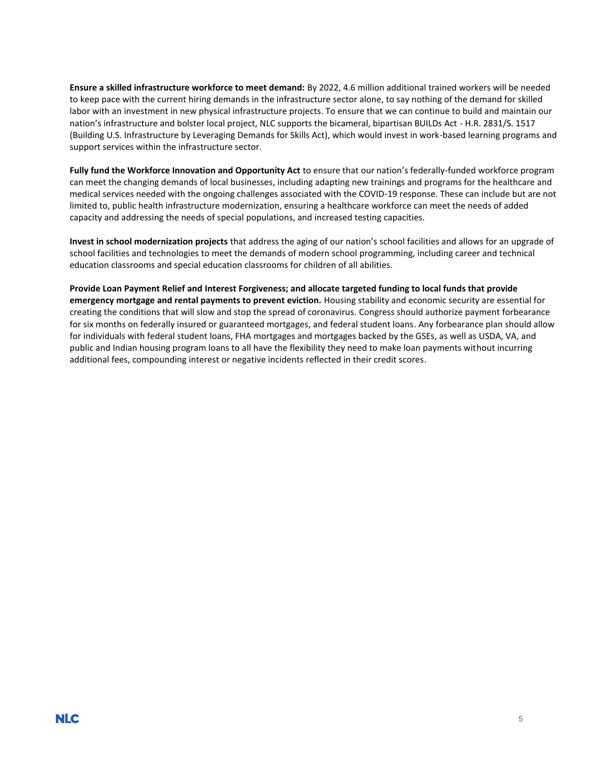**Ensure a skilled infrastructure workforce to meet demand:** By 2022, 4.6 million additional trained workers will be needed to keep pace with the current hiring demands in the infrastructure sector alone, to say nothing of the demand for skilled labor with an investment in new physical infrastructure projects. To ensure that we can continue to build and maintain our nation's infrastructure and bolster local project, NLC supports the bicameral, bipartisan BUILDs Act - H.R. 2831/S. 1517 (Building U.S. Infrastructure by Leveraging Demands for Skills Act), which would invest in work-based learning programs and support services within the infrastructure sector.

**Fully fund the Workforce Innovation and Opportunity Act** to ensure that our nation's federally-funded workforce program can meet the changing demands of local businesses, including adapting new trainings and programs for the healthcare and medical services needed with the ongoing challenges associated with the COVID-19 response. These can include but are not limited to, public health infrastructure modernization, ensuring a healthcare workforce can meet the needs of added capacity and addressing the needs of special populations, and increased testing capacities.

**Invest in school modernization projects** that address the aging of our nation's school facilities and allows for an upgrade of school facilities and technologies to meet the demands of modern school programming, including career and technical education classrooms and special education classrooms for children of all abilities.

**Provide Loan Payment Relief and Interest Forgiveness; and allocate targeted funding to local funds that provide emergency mortgage and rental payments to prevent eviction.** Housing stability and economic security are essential for creating the conditions that will slow and stop the spread of coronavirus. Congress should authorize payment forbearance for six months on federally insured or guaranteed mortgages, and federal student loans. Any forbearance plan should allow for individuals with federal student loans, FHA mortgages and mortgages backed by the GSEs, as well as USDA, VA, and public and Indian housing program loans to all have the flexibility they need to make loan payments without incurring additional fees, compounding interest or negative incidents reflected in their credit scores.